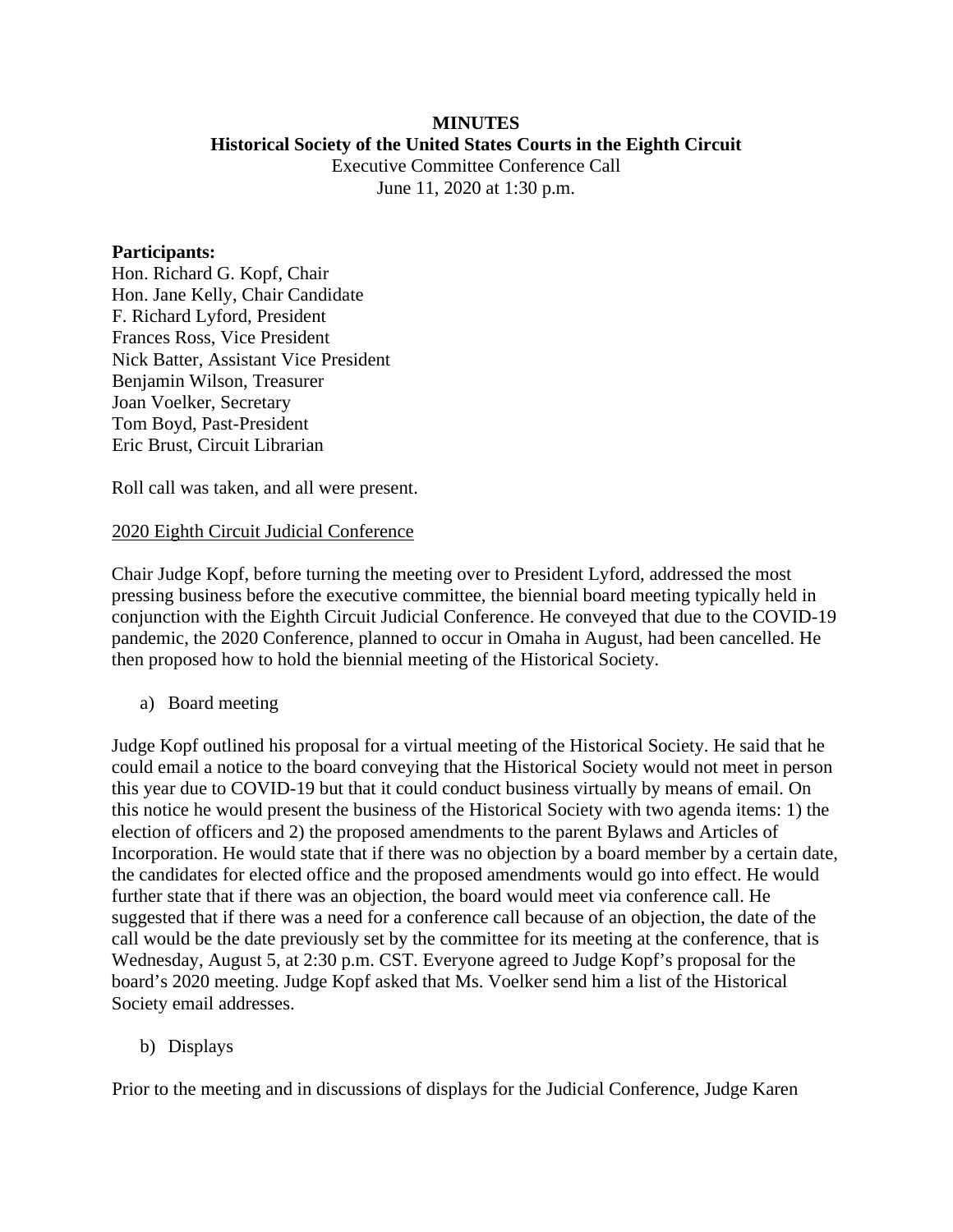**MINUTES**
**Historical Society of the United States Courts in the Eighth Circuit**
Executive Committee Conference Call
June 11, 2020 at 1:30 p.m.

**Participants:**
Hon. Richard G. Kopf, Chair
Hon. Jane Kelly, Chair Candidate
F. Richard Lyford, President
Frances Ross, Vice President
Nick Batter, Assistant Vice President
Benjamin Wilson, Treasurer
Joan Voelker, Secretary
Tom Boyd, Past-President
Eric Brust, Circuit Librarian

Roll call was taken, and all were present.

2020 Eighth Circuit Judicial Conference

Chair Judge Kopf, before turning the meeting over to President Lyford, addressed the most pressing business before the executive committee, the biennial board meeting typically held in conjunction with the Eighth Circuit Judicial Conference. He conveyed that due to the COVID-19 pandemic, the 2020 Conference, planned to occur in Omaha in August, had been cancelled. He then proposed how to hold the biennial meeting of the Historical Society.

a) Board meeting

Judge Kopf outlined his proposal for a virtual meeting of the Historical Society. He said that he could email a notice to the board conveying that the Historical Society would not meet in person this year due to COVID-19 but that it could conduct business virtually by means of email. On this notice he would present the business of the Historical Society with two agenda items: 1) the election of officers and 2) the proposed amendments to the parent Bylaws and Articles of Incorporation. He would state that if there was no objection by a board member by a certain date, the candidates for elected office and the proposed amendments would go into effect. He would further state that if there was an objection, the board would meet via conference call. He suggested that if there was a need for a conference call because of an objection, the date of the call would be the date previously set by the committee for its meeting at the conference, that is Wednesday, August 5, at 2:30 p.m. CST. Everyone agreed to Judge Kopf's proposal for the board's 2020 meeting. Judge Kopf asked that Ms. Voelker send him a list of the Historical Society email addresses.

b) Displays

Prior to the meeting and in discussions of displays for the Judicial Conference, Judge Karen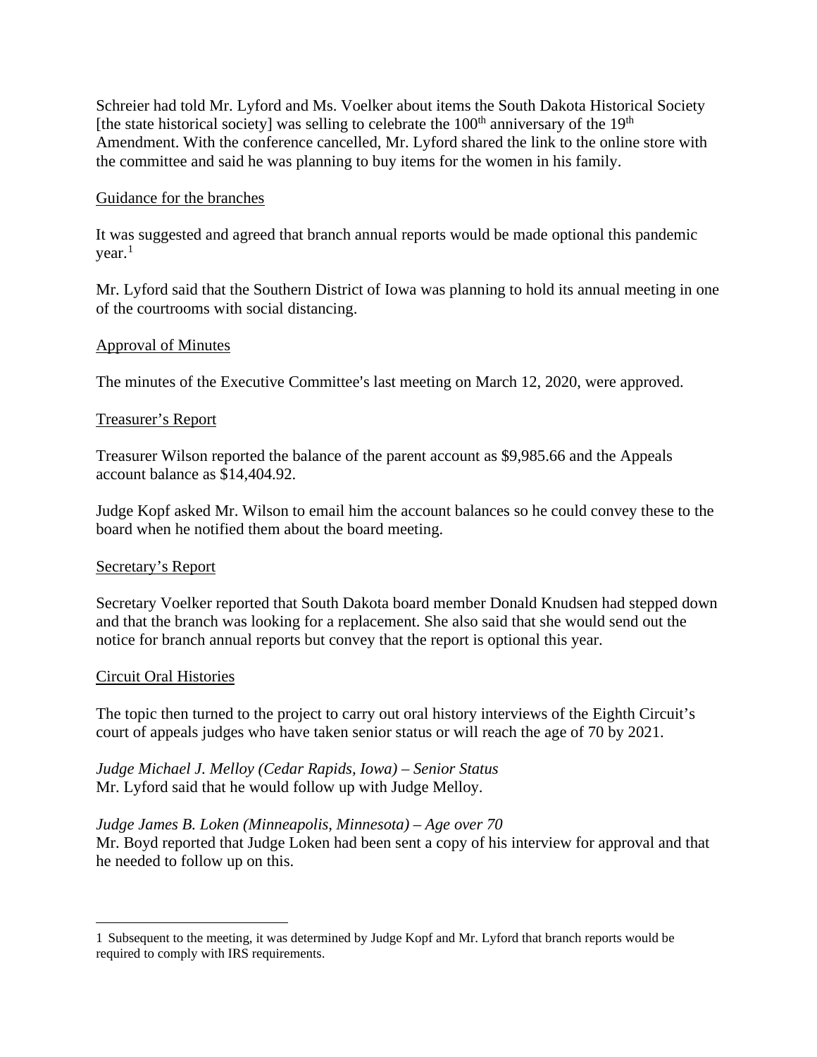Schreier had told Mr. Lyford and Ms. Voelker about items the South Dakota Historical Society [the state historical society] was selling to celebrate the 100th anniversary of the 19th Amendment. With the conference cancelled, Mr. Lyford shared the link to the online store with the committee and said he was planning to buy items for the women in his family.

Guidance for the branches

It was suggested and agreed that branch annual reports would be made optional this pandemic year.[1]

Mr. Lyford said that the Southern District of Iowa was planning to hold its annual meeting in one of the courtrooms with social distancing.

Approval of Minutes

The minutes of the Executive Committee's last meeting on March 12, 2020, were approved.

Treasurer's Report

Treasurer Wilson reported the balance of the parent account as $9,985.66 and the Appeals account balance as $14,404.92.

Judge Kopf asked Mr. Wilson to email him the account balances so he could convey these to the board when he notified them about the board meeting.

Secretary's Report

Secretary Voelker reported that South Dakota board member Donald Knudsen had stepped down and that the branch was looking for a replacement. She also said that she would send out the notice for branch annual reports but convey that the report is optional this year.

Circuit Oral Histories

The topic then turned to the project to carry out oral history interviews of the Eighth Circuit's court of appeals judges who have taken senior status or will reach the age of 70 by 2021.

*Judge Michael J. Melloy (Cedar Rapids, Iowa) – Senior Status*
Mr. Lyford said that he would follow up with Judge Melloy.

*Judge James B. Loken (Minneapolis, Minnesota) – Age over 70*
Mr. Boyd reported that Judge Loken had been sent a copy of his interview for approval and that he needed to follow up on this.

---

1 Subsequent to the meeting, it was determined by Judge Kopf and Mr. Lyford that branch reports would be required to comply with IRS requirements.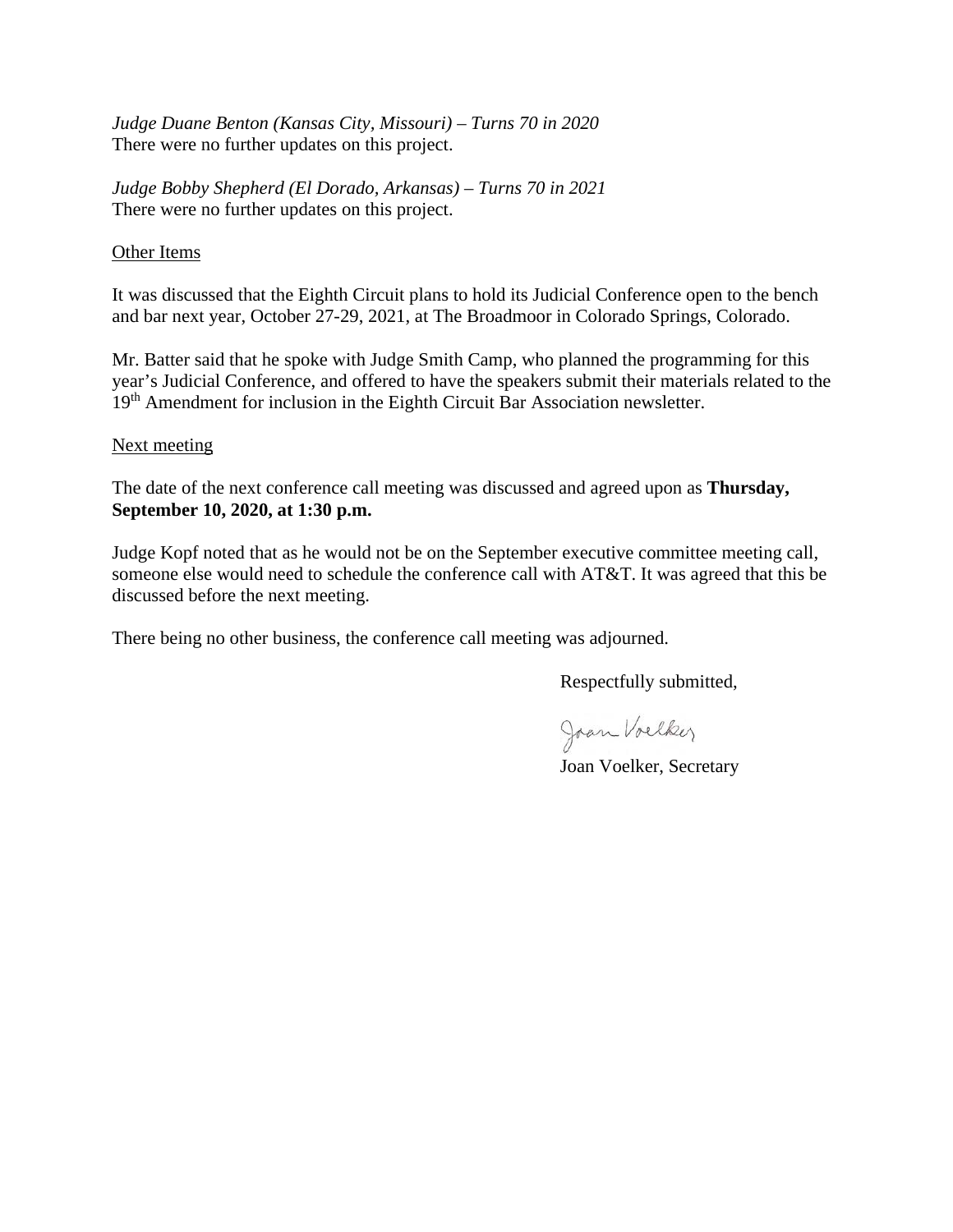*Judge Duane Benton (Kansas City, Missouri) – Turns 70 in 2020*
There were no further updates on this project.

*Judge Bobby Shepherd (El Dorado, Arkansas) – Turns 70 in 2021*
There were no further updates on this project.

Other Items

It was discussed that the Eighth Circuit plans to hold its Judicial Conference open to the bench and bar next year, October 27-29, 2021, at The Broadmoor in Colorado Springs, Colorado.

Mr. Batter said that he spoke with Judge Smith Camp, who planned the programming for this year's Judicial Conference, and offered to have the speakers submit their materials related to the 19th Amendment for inclusion in the Eighth Circuit Bar Association newsletter.

Next meeting

The date of the next conference call meeting was discussed and agreed upon as **Thursday, September 10, 2020, at 1:30 p.m.**

Judge Kopf noted that as he would not be on the September executive committee meeting call, someone else would need to schedule the conference call with AT&T. It was agreed that this be discussed before the next meeting.

There being no other business, the conference call meeting was adjourned.

Respectfully submitted,

Joan Voelker

Joan Voelker, Secretary